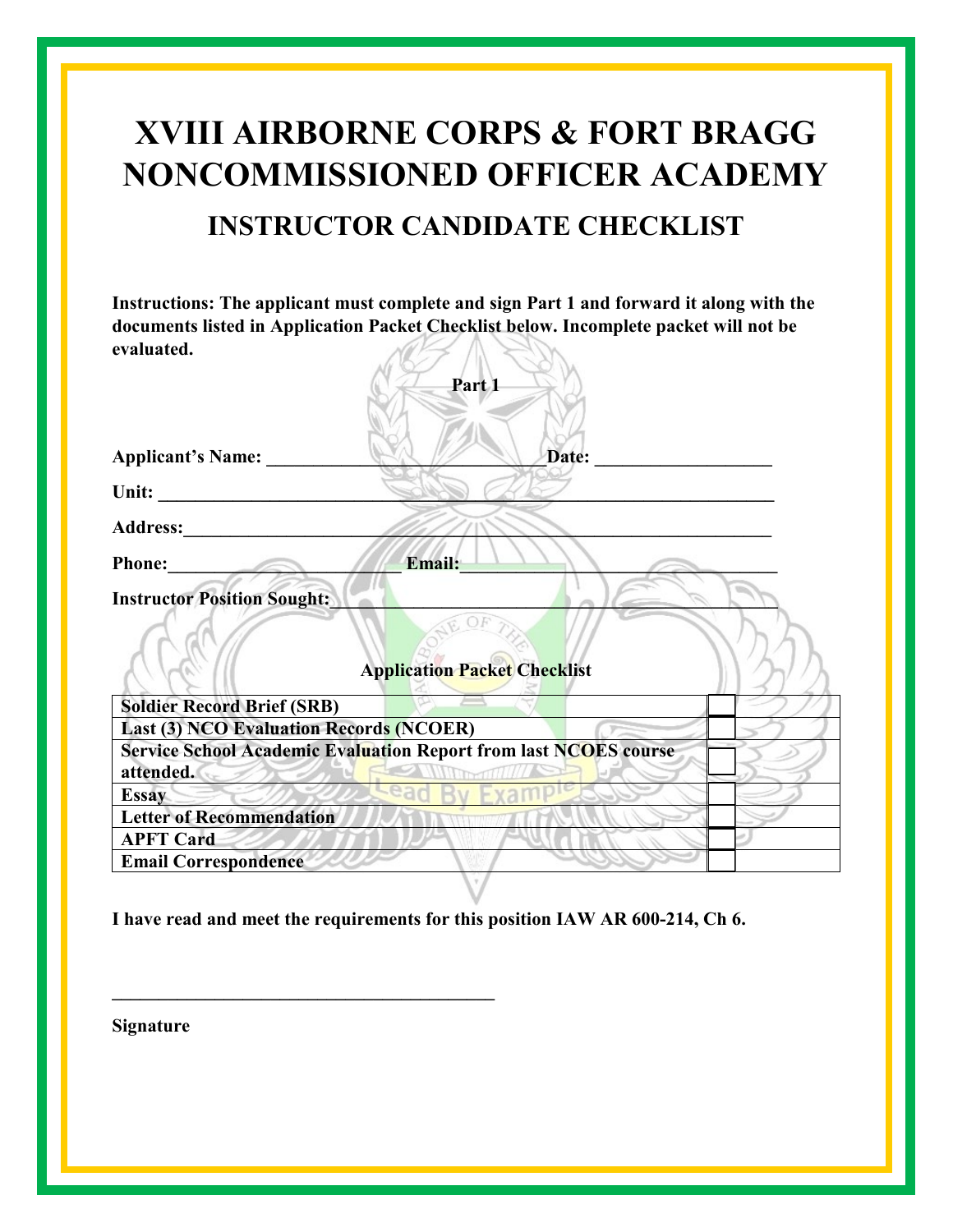# XVIII AIRBORNE CORPS & FORT BRAGG NONCOMMISSIONED OFFICER ACADEMY

## INSTRUCTOR CANDIDATE CHECKLIST

**Instructions: The applicant must complete and sign Part 1 and forward it along with the documents listed in Application Packet Checklist below. Incomplete packet will not be evaluated.**

**Part 1**

**Applicant's Name:** ______________________________ **Date:** ____________________

**Unit:** ____________________________________________________________________

**Address:** _________________________________________________________________

**Phone:** ________________________ **Email:** _________________________________

**Instructor Position Sought:** ______________________________________________

**Application Packet Checklist**

| | |
|---|---|
| **Soldier Record Brief (SRB)** | ☐ |
| **Last (3) NCO Evaluation Records (NCOER)** | ☐ |
| **Service School Academic Evaluation Report from last NCOES course attended.** | ☐ |
| **Essay** | ☐ |
| **Letter of Recommendation** | ☐ |
| **APFT Card** | ☐ |
| **Email Correspondence** | ☐ |

**I have read and meet the requirements for this position IAW AR 600-214, Ch 6.**

_________________________________________

**Signature**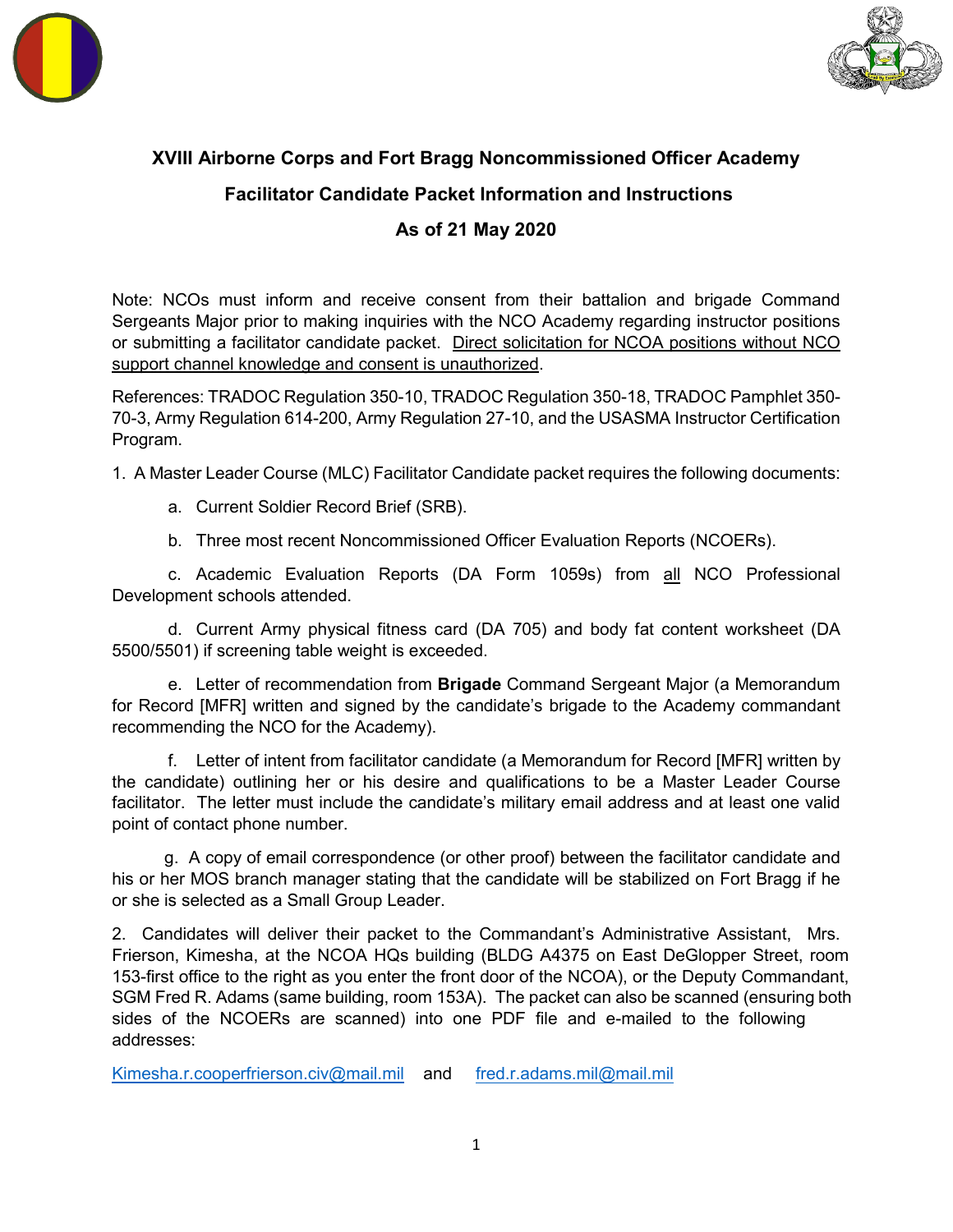# XVIII Airborne Corps and Fort Bragg Noncommissioned Officer Academy

## Facilitator Candidate Packet Information and Instructions

### As of 21 May 2020

Note: NCOs must inform and receive consent from their battalion and brigade Command Sergeants Major prior to making inquiries with the NCO Academy regarding instructor positions or submitting a facilitator candidate packet. Direct solicitation for NCOA positions without NCO support channel knowledge and consent is unauthorized.

References: TRADOC Regulation 350-10, TRADOC Regulation 350-18, TRADOC Pamphlet 350-70-3, Army Regulation 614-200, Army Regulation 27-10, and the USASMA Instructor Certification Program.

1. A Master Leader Course (MLC) Facilitator Candidate packet requires the following documents:

   a. Current Soldier Record Brief (SRB).

   b. Three most recent Noncommissioned Officer Evaluation Reports (NCOERs).

   c. Academic Evaluation Reports (DA Form 1059s) from all NCO Professional Development schools attended.

   d. Current Army physical fitness card (DA 705) and body fat content worksheet (DA 5500/5501) if screening table weight is exceeded.

   e. Letter of recommendation from **Brigade** Command Sergeant Major (a Memorandum for Record [MFR] written and signed by the candidate's brigade to the Academy commandant recommending the NCO for the Academy).

   f. Letter of intent from facilitator candidate (a Memorandum for Record [MFR] written by the candidate) outlining her or his desire and qualifications to be a Master Leader Course facilitator. The letter must include the candidate's military email address and at least one valid point of contact phone number.

   g. A copy of email correspondence (or other proof) between the facilitator candidate and his or her MOS branch manager stating that the candidate will be stabilized on Fort Bragg if he or she is selected as a Small Group Leader.

2. Candidates will deliver their packet to the Commandant's Administrative Assistant, Mrs. Frierson, Kimesha, at the NCOA HQs building (BLDG A4375 on East DeGlopper Street, room 153-first office to the right as you enter the front door of the NCOA), or the Deputy Commandant, SGM Fred R. Adams (same building, room 153A). The packet can also be scanned (ensuring both sides of the NCOERs are scanned) into one PDF file and e-mailed to the following addresses:

Kimesha.r.cooperfrierson.civ@mail.mil and fred.r.adams.mil@mail.mil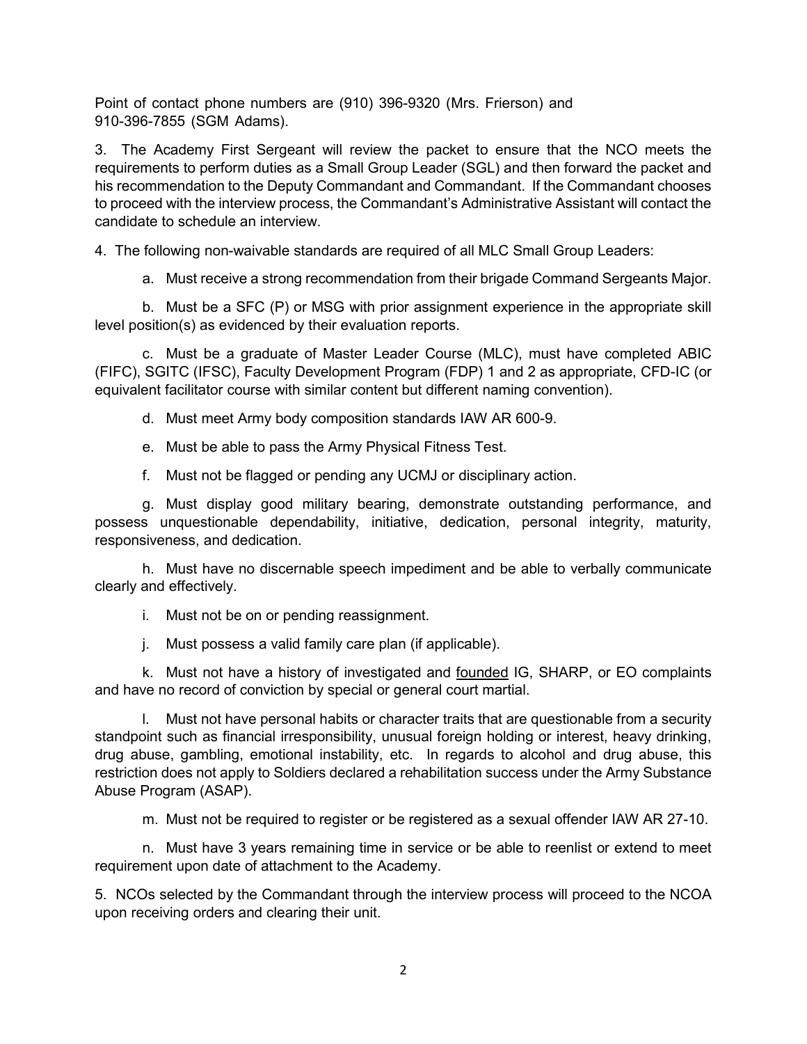Point of contact phone numbers are (910) 396-9320 (Mrs. Frierson) and 910-396-7855 (SGM Adams).

3. The Academy First Sergeant will review the packet to ensure that the NCO meets the requirements to perform duties as a Small Group Leader (SGL) and then forward the packet and his recommendation to the Deputy Commandant and Commandant. If the Commandant chooses to proceed with the interview process, the Commandant's Administrative Assistant will contact the candidate to schedule an interview.

4. The following non-waivable standards are required of all MLC Small Group Leaders:

a. Must receive a strong recommendation from their brigade Command Sergeants Major.

b. Must be a SFC (P) or MSG with prior assignment experience in the appropriate skill level position(s) as evidenced by their evaluation reports.

c. Must be a graduate of Master Leader Course (MLC), must have completed ABIC (FIFC), SGITC (IFSC), Faculty Development Program (FDP) 1 and 2 as appropriate, CFD-IC (or equivalent facilitator course with similar content but different naming convention).

d. Must meet Army body composition standards IAW AR 600-9.

e. Must be able to pass the Army Physical Fitness Test.

f. Must not be flagged or pending any UCMJ or disciplinary action.

g. Must display good military bearing, demonstrate outstanding performance, and possess unquestionable dependability, initiative, dedication, personal integrity, maturity, responsiveness, and dedication.

h. Must have no discernable speech impediment and be able to verbally communicate clearly and effectively.

i. Must not be on or pending reassignment.

j. Must possess a valid family care plan (if applicable).

k. Must not have a history of investigated and <u>founded</u> IG, SHARP, or EO complaints and have no record of conviction by special or general court martial.

l. Must not have personal habits or character traits that are questionable from a security standpoint such as financial irresponsibility, unusual foreign holding or interest, heavy drinking, drug abuse, gambling, emotional instability, etc. In regards to alcohol and drug abuse, this restriction does not apply to Soldiers declared a rehabilitation success under the Army Substance Abuse Program (ASAP).

m. Must not be required to register or be registered as a sexual offender IAW AR 27-10.

n. Must have 3 years remaining time in service or be able to reenlist or extend to meet requirement upon date of attachment to the Academy.

5. NCOs selected by the Commandant through the interview process will proceed to the NCOA upon receiving orders and clearing their unit.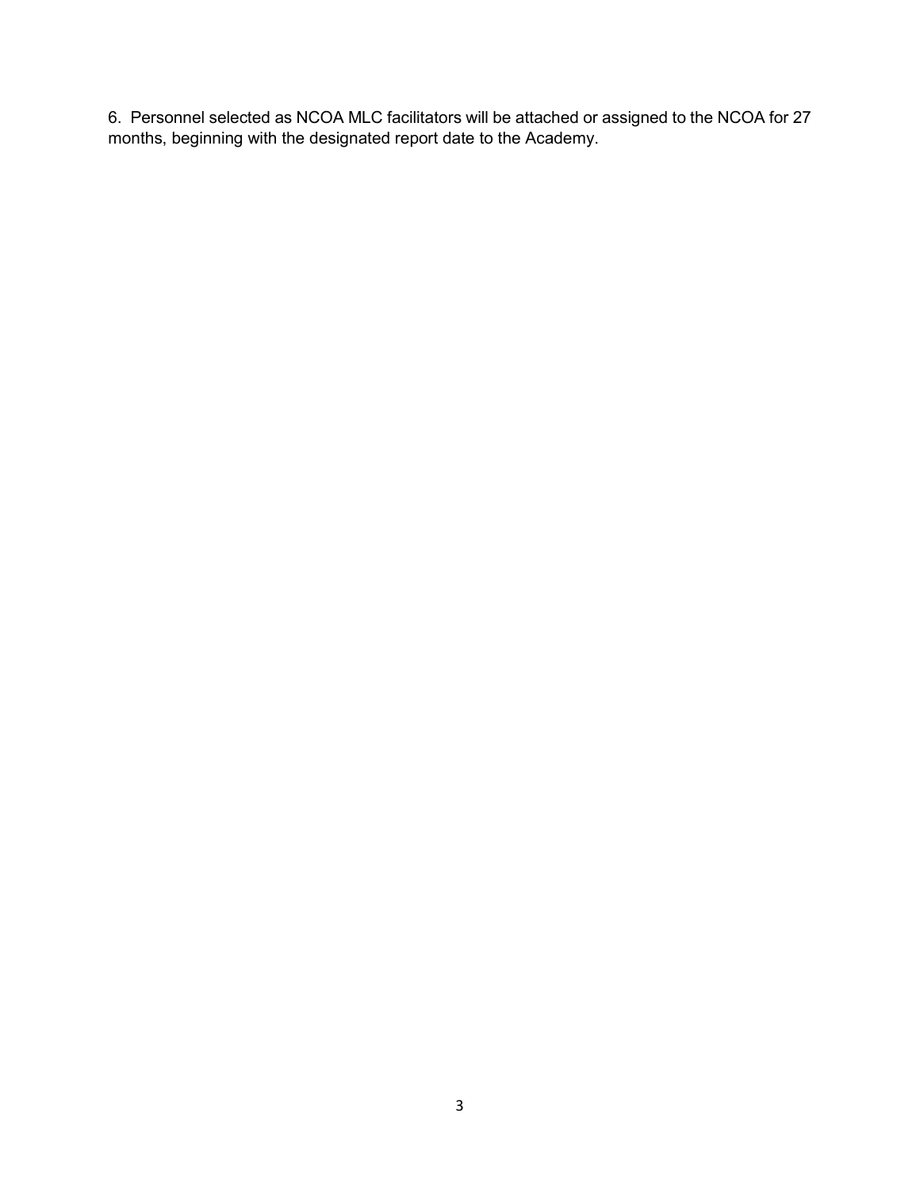6. Personnel selected as NCOA MLC facilitators will be attached or assigned to the NCOA for 27 months, beginning with the designated report date to the Academy.